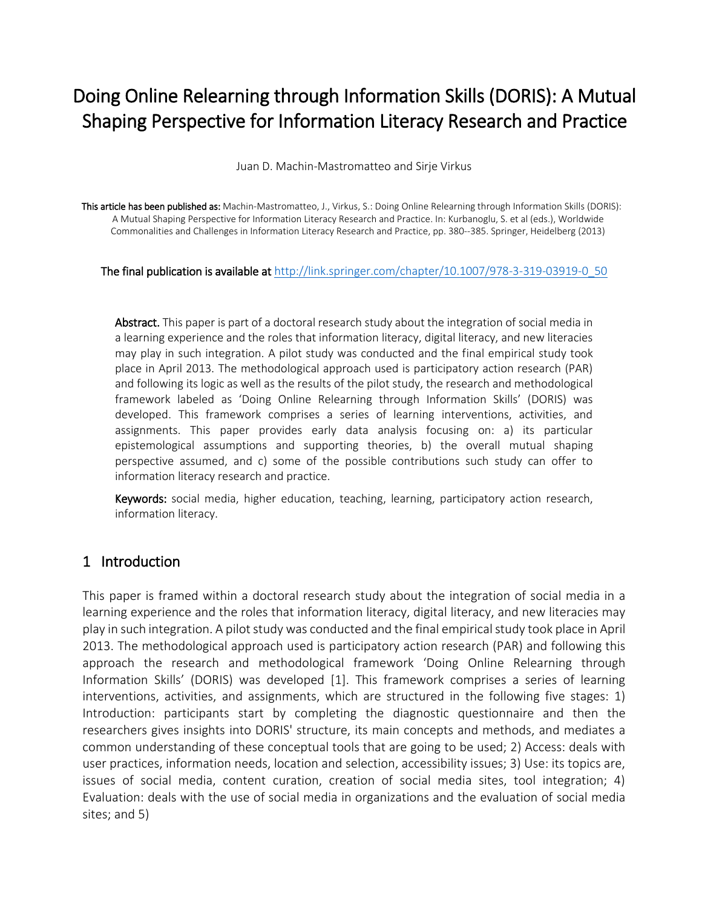# Doing Online Relearning through Information Skills (DORIS): A Mutual Shaping Perspective for Information Literacy Research and Practice

Juan D. Machin-Mastromatteo and Sirje Virkus

**This article has been published as:** Machin-Mastromatteo, J., Virkus, S.: Doing Online Relearning through Information Skills (DORIS): A Mutual Shaping Perspective for Information Literacy Research and Practice. In: Kurbanoglu, S. et al (eds.), Worldwide Commonalities and Challenges in Information Literacy Research and Practice, pp. 380--385. Springer, Heidelberg (2013)

**The final publication is available at** http://link.springer.com/chapter/10.1007/978-3-319-03919-0_50

**Abstract.** This paper is part of a doctoral research study about the integration of social media in a learning experience and the roles that information literacy, digital literacy, and new literacies may play in such integration. A pilot study was conducted and the final empirical study took place in April 2013. The methodological approach used is participatory action research (PAR) and following its logic as well as the results of the pilot study, the research and methodological framework labeled as 'Doing Online Relearning through Information Skills' (DORIS) was developed. This framework comprises a series of learning interventions, activities, and assignments. This paper provides early data analysis focusing on: a) its particular epistemological assumptions and supporting theories, b) the overall mutual shaping perspective assumed, and c) some of the possible contributions such study can offer to information literacy research and practice.

**Keywords:** social media, higher education, teaching, learning, participatory action research, information literacy.

## 1 Introduction

This paper is framed within a doctoral research study about the integration of social media in a learning experience and the roles that information literacy, digital literacy, and new literacies may play in such integration. A pilot study was conducted and the final empirical study took place in April 2013. The methodological approach used is participatory action research (PAR) and following this approach the research and methodological framework 'Doing Online Relearning through Information Skills' (DORIS) was developed [1]. This framework comprises a series of learning interventions, activities, and assignments, which are structured in the following five stages: 1) Introduction: participants start by completing the diagnostic questionnaire and then the researchers gives insights into DORIS' structure, its main concepts and methods, and mediates a common understanding of these conceptual tools that are going to be used; 2) Access: deals with user practices, information needs, location and selection, accessibility issues; 3) Use: its topics are, issues of social media, content curation, creation of social media sites, tool integration; 4) Evaluation: deals with the use of social media in organizations and the evaluation of social media sites; and 5)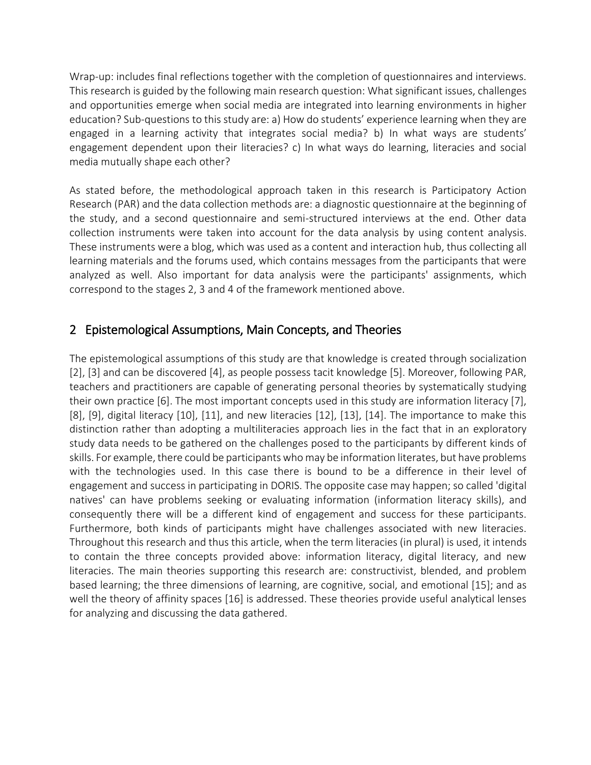Wrap-up: includes final reflections together with the completion of questionnaires and interviews. This research is guided by the following main research question: What significant issues, challenges and opportunities emerge when social media are integrated into learning environments in higher education? Sub-questions to this study are: a) How do students' experience learning when they are engaged in a learning activity that integrates social media? b) In what ways are students' engagement dependent upon their literacies? c) In what ways do learning, literacies and social media mutually shape each other?

As stated before, the methodological approach taken in this research is Participatory Action Research (PAR) and the data collection methods are: a diagnostic questionnaire at the beginning of the study, and a second questionnaire and semi-structured interviews at the end. Other data collection instruments were taken into account for the data analysis by using content analysis. These instruments were a blog, which was used as a content and interaction hub, thus collecting all learning materials and the forums used, which contains messages from the participants that were analyzed as well. Also important for data analysis were the participants' assignments, which correspond to the stages 2, 3 and 4 of the framework mentioned above.

## 2 Epistemological Assumptions, Main Concepts, and Theories

The epistemological assumptions of this study are that knowledge is created through socialization [2], [3] and can be discovered [4], as people possess tacit knowledge [5]. Moreover, following PAR, teachers and practitioners are capable of generating personal theories by systematically studying their own practice [6]. The most important concepts used in this study are information literacy [7], [8], [9], digital literacy [10], [11], and new literacies [12], [13], [14]. The importance to make this distinction rather than adopting a multiliteracies approach lies in the fact that in an exploratory study data needs to be gathered on the challenges posed to the participants by different kinds of skills. For example, there could be participants who may be information literates, but have problems with the technologies used. In this case there is bound to be a difference in their level of engagement and success in participating in DORIS. The opposite case may happen; so called 'digital natives' can have problems seeking or evaluating information (information literacy skills), and consequently there will be a different kind of engagement and success for these participants. Furthermore, both kinds of participants might have challenges associated with new literacies. Throughout this research and thus this article, when the term literacies (in plural) is used, it intends to contain the three concepts provided above: information literacy, digital literacy, and new literacies. The main theories supporting this research are: constructivist, blended, and problem based learning; the three dimensions of learning, are cognitive, social, and emotional [15]; and as well the theory of affinity spaces [16] is addressed. These theories provide useful analytical lenses for analyzing and discussing the data gathered.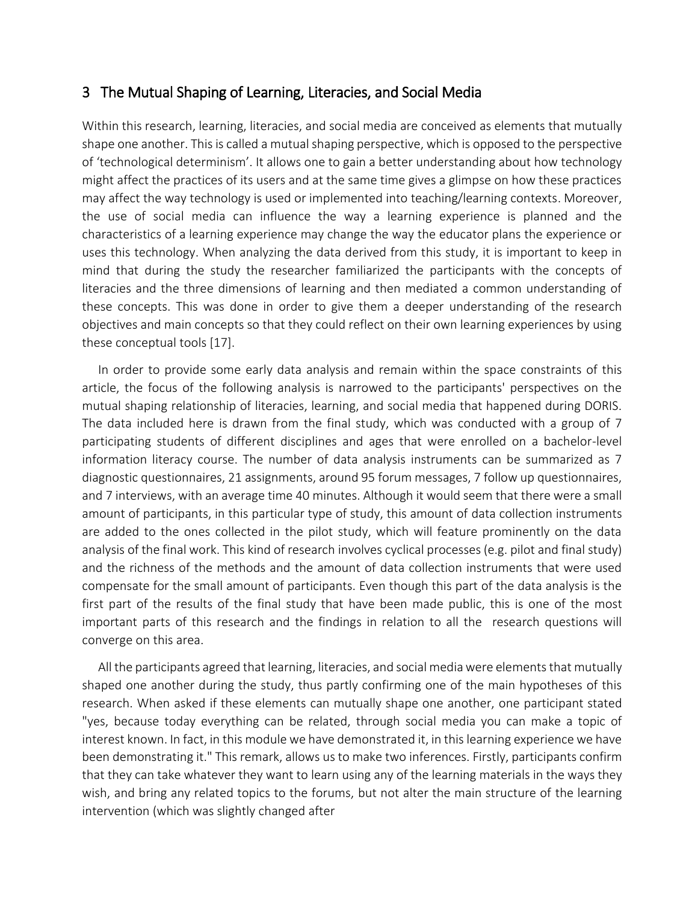## 3 The Mutual Shaping of Learning, Literacies, and Social Media

Within this research, learning, literacies, and social media are conceived as elements that mutually shape one another. This is called a mutual shaping perspective, which is opposed to the perspective of 'technological determinism'. It allows one to gain a better understanding about how technology might affect the practices of its users and at the same time gives a glimpse on how these practices may affect the way technology is used or implemented into teaching/learning contexts. Moreover, the use of social media can influence the way a learning experience is planned and the characteristics of a learning experience may change the way the educator plans the experience or uses this technology. When analyzing the data derived from this study, it is important to keep in mind that during the study the researcher familiarized the participants with the concepts of literacies and the three dimensions of learning and then mediated a common understanding of these concepts. This was done in order to give them a deeper understanding of the research objectives and main concepts so that they could reflect on their own learning experiences by using these conceptual tools [17].

In order to provide some early data analysis and remain within the space constraints of this article, the focus of the following analysis is narrowed to the participants' perspectives on the mutual shaping relationship of literacies, learning, and social media that happened during DORIS. The data included here is drawn from the final study, which was conducted with a group of 7 participating students of different disciplines and ages that were enrolled on a bachelor-level information literacy course. The number of data analysis instruments can be summarized as 7 diagnostic questionnaires, 21 assignments, around 95 forum messages, 7 follow up questionnaires, and 7 interviews, with an average time 40 minutes. Although it would seem that there were a small amount of participants, in this particular type of study, this amount of data collection instruments are added to the ones collected in the pilot study, which will feature prominently on the data analysis of the final work. This kind of research involves cyclical processes (e.g. pilot and final study) and the richness of the methods and the amount of data collection instruments that were used compensate for the small amount of participants. Even though this part of the data analysis is the first part of the results of the final study that have been made public, this is one of the most important parts of this research and the findings in relation to all the research questions will converge on this area.

All the participants agreed that learning, literacies, and social media were elements that mutually shaped one another during the study, thus partly confirming one of the main hypotheses of this research. When asked if these elements can mutually shape one another, one participant stated "yes, because today everything can be related, through social media you can make a topic of interest known. In fact, in this module we have demonstrated it, in this learning experience we have been demonstrating it." This remark, allows us to make two inferences. Firstly, participants confirm that they can take whatever they want to learn using any of the learning materials in the ways they wish, and bring any related topics to the forums, but not alter the main structure of the learning intervention (which was slightly changed after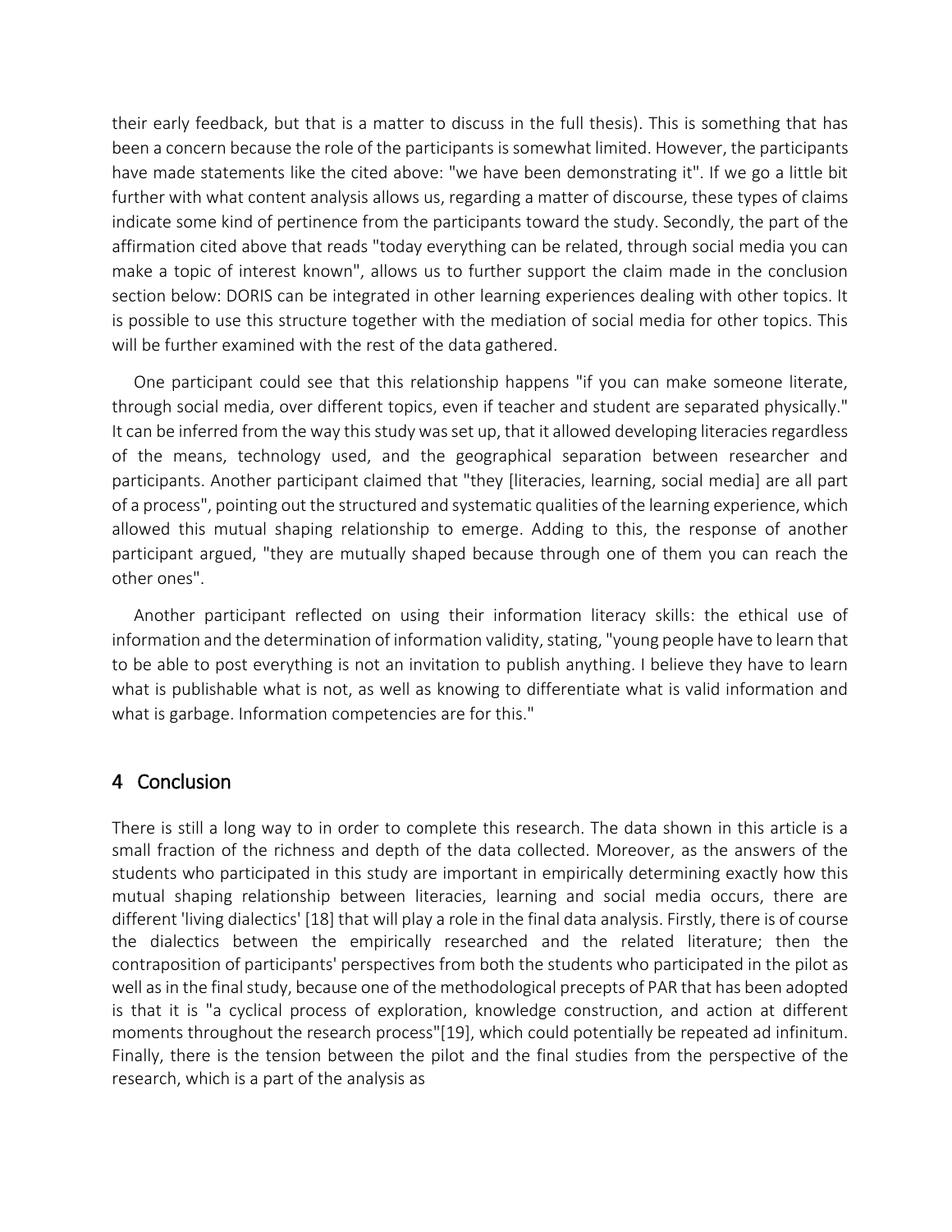their early feedback, but that is a matter to discuss in the full thesis). This is something that has been a concern because the role of the participants is somewhat limited. However, the participants have made statements like the cited above: "we have been demonstrating it". If we go a little bit further with what content analysis allows us, regarding a matter of discourse, these types of claims indicate some kind of pertinence from the participants toward the study. Secondly, the part of the affirmation cited above that reads "today everything can be related, through social media you can make a topic of interest known", allows us to further support the claim made in the conclusion section below: DORIS can be integrated in other learning experiences dealing with other topics. It is possible to use this structure together with the mediation of social media for other topics. This will be further examined with the rest of the data gathered.

One participant could see that this relationship happens "if you can make someone literate, through social media, over different topics, even if teacher and student are separated physically." It can be inferred from the way this study was set up, that it allowed developing literacies regardless of the means, technology used, and the geographical separation between researcher and participants. Another participant claimed that "they [literacies, learning, social media] are all part of a process", pointing out the structured and systematic qualities of the learning experience, which allowed this mutual shaping relationship to emerge. Adding to this, the response of another participant argued, "they are mutually shaped because through one of them you can reach the other ones".

Another participant reflected on using their information literacy skills: the ethical use of information and the determination of information validity, stating, "young people have to learn that to be able to post everything is not an invitation to publish anything. I believe they have to learn what is publishable what is not, as well as knowing to differentiate what is valid information and what is garbage. Information competencies are for this."

## 4 Conclusion

There is still a long way to in order to complete this research. The data shown in this article is a small fraction of the richness and depth of the data collected. Moreover, as the answers of the students who participated in this study are important in empirically determining exactly how this mutual shaping relationship between literacies, learning and social media occurs, there are different 'living dialectics' [18] that will play a role in the final data analysis. Firstly, there is of course the dialectics between the empirically researched and the related literature; then the contraposition of participants' perspectives from both the students who participated in the pilot as well as in the final study, because one of the methodological precepts of PAR that has been adopted is that it is "a cyclical process of exploration, knowledge construction, and action at different moments throughout the research process"[19], which could potentially be repeated ad infinitum. Finally, there is the tension between the pilot and the final studies from the perspective of the research, which is a part of the analysis as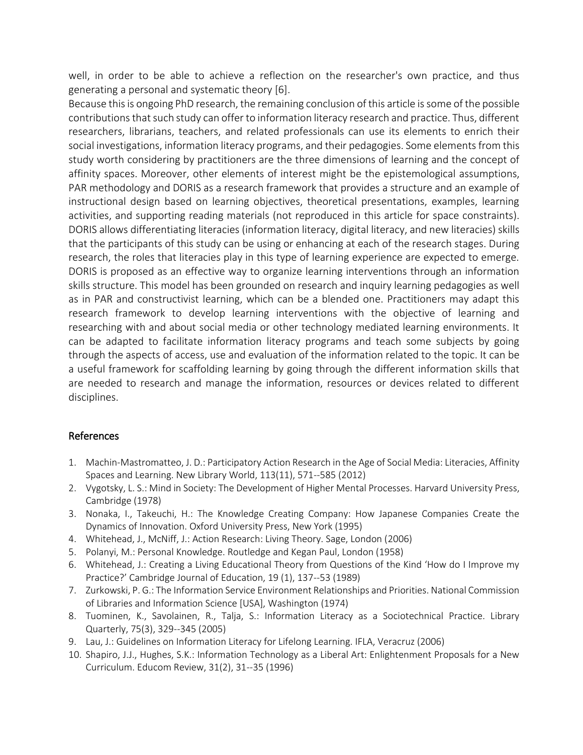well, in order to be able to achieve a reflection on the researcher's own practice, and thus generating a personal and systematic theory [6].

Because this is ongoing PhD research, the remaining conclusion of this article is some of the possible contributions that such study can offer to information literacy research and practice. Thus, different researchers, librarians, teachers, and related professionals can use its elements to enrich their social investigations, information literacy programs, and their pedagogies. Some elements from this study worth considering by practitioners are the three dimensions of learning and the concept of affinity spaces. Moreover, other elements of interest might be the epistemological assumptions, PAR methodology and DORIS as a research framework that provides a structure and an example of instructional design based on learning objectives, theoretical presentations, examples, learning activities, and supporting reading materials (not reproduced in this article for space constraints). DORIS allows differentiating literacies (information literacy, digital literacy, and new literacies) skills that the participants of this study can be using or enhancing at each of the research stages. During research, the roles that literacies play in this type of learning experience are expected to emerge. DORIS is proposed as an effective way to organize learning interventions through an information skills structure. This model has been grounded on research and inquiry learning pedagogies as well as in PAR and constructivist learning, which can be a blended one. Practitioners may adapt this research framework to develop learning interventions with the objective of learning and researching with and about social media or other technology mediated learning environments. It can be adapted to facilitate information literacy programs and teach some subjects by going through the aspects of access, use and evaluation of the information related to the topic. It can be a useful framework for scaffolding learning by going through the different information skills that are needed to research and manage the information, resources or devices related to different disciplines.

## References

1. Machin-Mastromatteo, J. D.: Participatory Action Research in the Age of Social Media: Literacies, Affinity Spaces and Learning. New Library World, 113(11), 571--585 (2012)
2. Vygotsky, L. S.: Mind in Society: The Development of Higher Mental Processes. Harvard University Press, Cambridge (1978)
3. Nonaka, I., Takeuchi, H.: The Knowledge Creating Company: How Japanese Companies Create the Dynamics of Innovation. Oxford University Press, New York (1995)
4. Whitehead, J., McNiff, J.: Action Research: Living Theory. Sage, London (2006)
5. Polanyi, M.: Personal Knowledge. Routledge and Kegan Paul, London (1958)
6. Whitehead, J.: Creating a Living Educational Theory from Questions of the Kind 'How do I Improve my Practice?' Cambridge Journal of Education, 19 (1), 137--53 (1989)
7. Zurkowski, P. G.: The Information Service Environment Relationships and Priorities. National Commission of Libraries and Information Science [USA], Washington (1974)
8. Tuominen, K., Savolainen, R., Talja, S.: Information Literacy as a Sociotechnical Practice. Library Quarterly, 75(3), 329--345 (2005)
9. Lau, J.: Guidelines on Information Literacy for Lifelong Learning. IFLA, Veracruz (2006)
10. Shapiro, J.J., Hughes, S.K.: Information Technology as a Liberal Art: Enlightenment Proposals for a New Curriculum. Educom Review, 31(2), 31--35 (1996)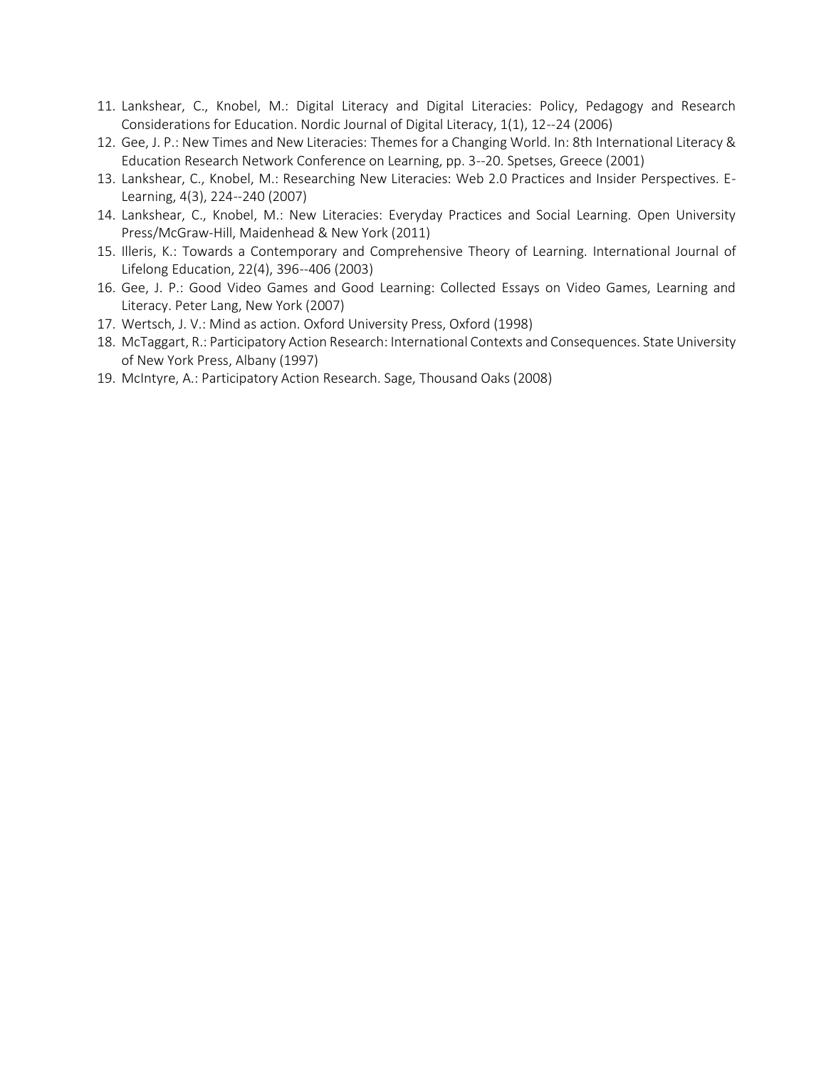11. Lankshear, C., Knobel, M.: Digital Literacy and Digital Literacies: Policy, Pedagogy and Research Considerations for Education. Nordic Journal of Digital Literacy, 1(1), 12--24 (2006)
12. Gee, J. P.: New Times and New Literacies: Themes for a Changing World. In: 8th International Literacy & Education Research Network Conference on Learning, pp. 3--20. Spetses, Greece (2001)
13. Lankshear, C., Knobel, M.: Researching New Literacies: Web 2.0 Practices and Insider Perspectives. E-Learning, 4(3), 224--240 (2007)
14. Lankshear, C., Knobel, M.: New Literacies: Everyday Practices and Social Learning. Open University Press/McGraw-Hill, Maidenhead & New York (2011)
15. Illeris, K.: Towards a Contemporary and Comprehensive Theory of Learning. International Journal of Lifelong Education, 22(4), 396--406 (2003)
16. Gee, J. P.: Good Video Games and Good Learning: Collected Essays on Video Games, Learning and Literacy. Peter Lang, New York (2007)
17. Wertsch, J. V.: Mind as action. Oxford University Press, Oxford (1998)
18. McTaggart, R.: Participatory Action Research: International Contexts and Consequences. State University of New York Press, Albany (1997)
19. McIntyre, A.: Participatory Action Research. Sage, Thousand Oaks (2008)